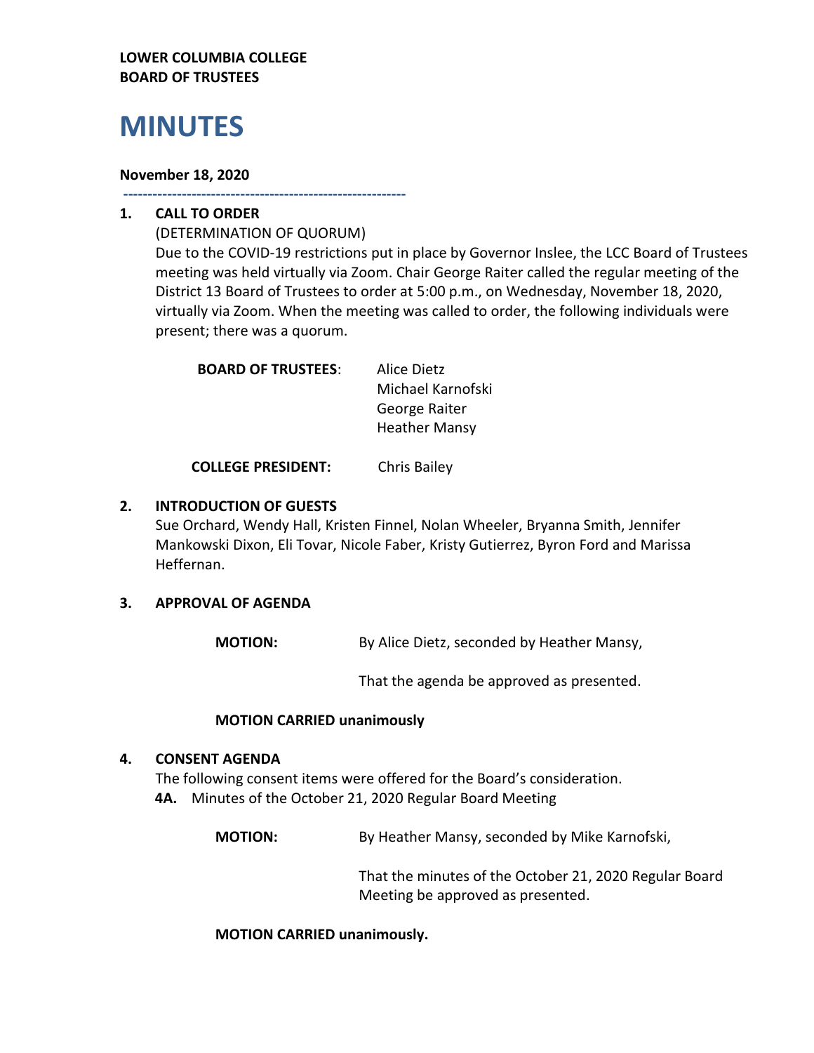**LOWER COLUMBIA COLLEGE**
**BOARD OF TRUSTEES**

# MINUTES

**November 18, 2020**

---

## 1. CALL TO ORDER

(DETERMINATION OF QUORUM)

Due to the COVID-19 restrictions put in place by Governor Inslee, the LCC Board of Trustees meeting was held virtually via Zoom. Chair George Raiter called the regular meeting of the District 13 Board of Trustees to order at 5:00 p.m., on Wednesday, November 18, 2020, virtually via Zoom. When the meeting was called to order, the following individuals were present; there was a quorum.

**BOARD OF TRUSTEES**: Alice Dietz
Michael Karnofski
George Raiter
Heather Mansy

**COLLEGE PRESIDENT:** Chris Bailey

## 2. INTRODUCTION OF GUESTS

Sue Orchard, Wendy Hall, Kristen Finnel, Nolan Wheeler, Bryanna Smith, Jennifer Mankowski Dixon, Eli Tovar, Nicole Faber, Kristy Gutierrez, Byron Ford and Marissa Heffernan.

## 3. APPROVAL OF AGENDA

**MOTION:** By Alice Dietz, seconded by Heather Mansy,

That the agenda be approved as presented.

**MOTION CARRIED unanimously**

## 4. CONSENT AGENDA

The following consent items were offered for the Board's consideration.

**4A.** Minutes of the October 21, 2020 Regular Board Meeting

**MOTION:** By Heather Mansy, seconded by Mike Karnofski,

That the minutes of the October 21, 2020 Regular Board Meeting be approved as presented.

**MOTION CARRIED unanimously.**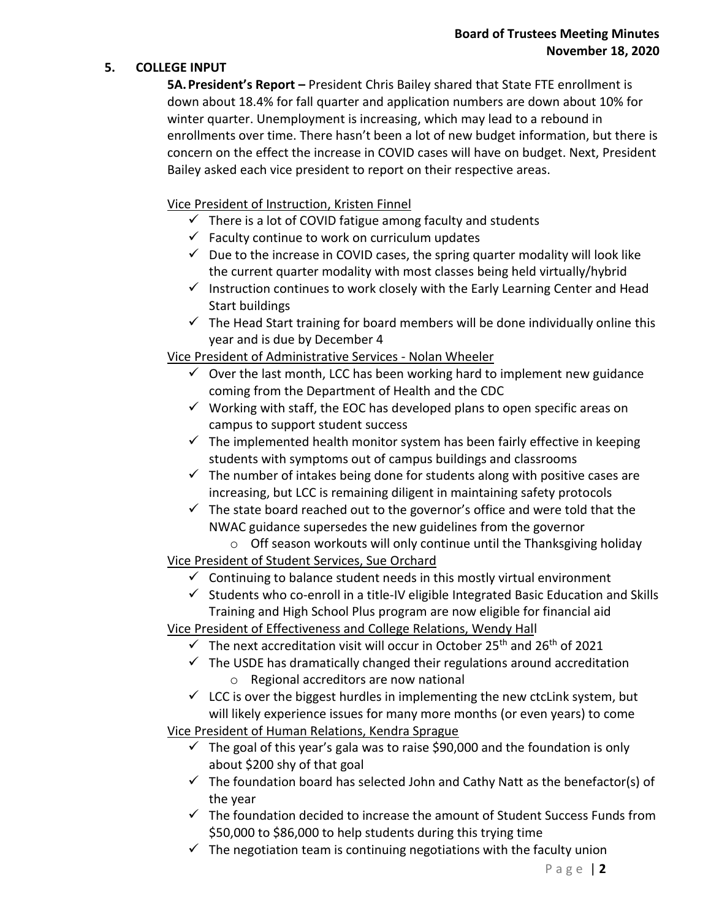## 5. COLLEGE INPUT

**5A. President's Report –** President Chris Bailey shared that State FTE enrollment is down about 18.4% for fall quarter and application numbers are down about 10% for winter quarter. Unemployment is increasing, which may lead to a rebound in enrollments over time. There hasn't been a lot of new budget information, but there is concern on the effect the increase in COVID cases will have on budget. Next, President Bailey asked each vice president to report on their respective areas.

<u>Vice President of Instruction, Kristen Finnel</u>

- ✓ There is a lot of COVID fatigue among faculty and students
- ✓ Faculty continue to work on curriculum updates
- ✓ Due to the increase in COVID cases, the spring quarter modality will look like the current quarter modality with most classes being held virtually/hybrid
- ✓ Instruction continues to work closely with the Early Learning Center and Head Start buildings
- ✓ The Head Start training for board members will be done individually online this year and is due by December 4

<u>Vice President of Administrative Services - Nolan Wheeler</u>

- ✓ Over the last month, LCC has been working hard to implement new guidance coming from the Department of Health and the CDC
- ✓ Working with staff, the EOC has developed plans to open specific areas on campus to support student success
- ✓ The implemented health monitor system has been fairly effective in keeping students with symptoms out of campus buildings and classrooms
- ✓ The number of intakes being done for students along with positive cases are increasing, but LCC is remaining diligent in maintaining safety protocols
- ✓ The state board reached out to the governor's office and were told that the NWAC guidance supersedes the new guidelines from the governor
  - o Off season workouts will only continue until the Thanksgiving holiday

<u>Vice President of Student Services, Sue Orchard</u>

- ✓ Continuing to balance student needs in this mostly virtual environment
- ✓ Students who co-enroll in a title-IV eligible Integrated Basic Education and Skills Training and High School Plus program are now eligible for financial aid

<u>Vice President of Effectiveness and College Relations, Wendy Hall</u>

- ✓ The next accreditation visit will occur in October 25th and 26th of 2021
- ✓ The USDE has dramatically changed their regulations around accreditation
  - o Regional accreditors are now national
- ✓ LCC is over the biggest hurdles in implementing the new ctcLink system, but will likely experience issues for many more months (or even years) to come

<u>Vice President of Human Relations, Kendra Sprague</u>

- ✓ The goal of this year's gala was to raise $90,000 and the foundation is only about $200 shy of that goal
- ✓ The foundation board has selected John and Cathy Natt as the benefactor(s) of the year
- ✓ The foundation decided to increase the amount of Student Success Funds from $50,000 to $86,000 to help students during this trying time
- ✓ The negotiation team is continuing negotiations with the faculty union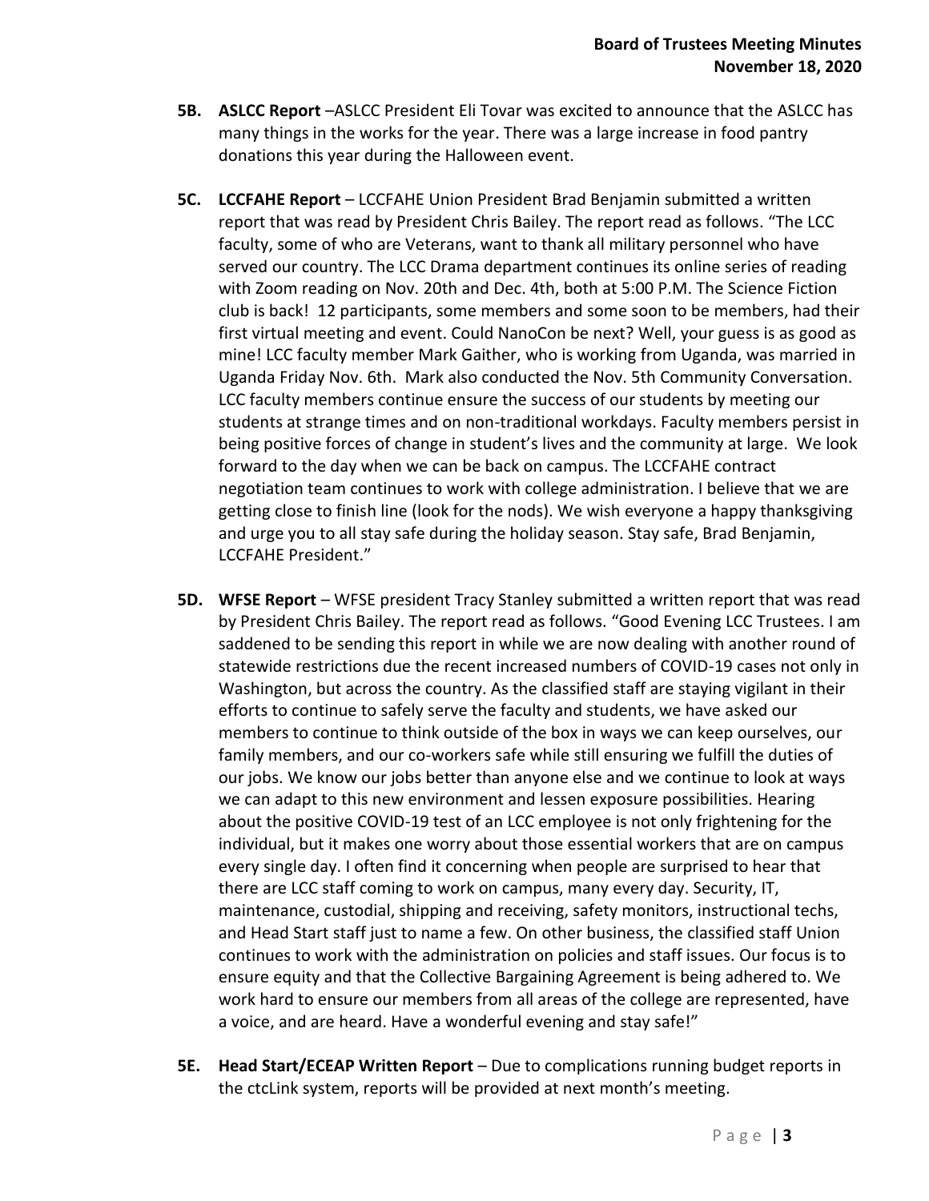**5B. ASLCC Report** –ASLCC President Eli Tovar was excited to announce that the ASLCC has many things in the works for the year. There was a large increase in food pantry donations this year during the Halloween event.

**5C. LCCFAHE Report** – LCCFAHE Union President Brad Benjamin submitted a written report that was read by President Chris Bailey. The report read as follows. "The LCC faculty, some of who are Veterans, want to thank all military personnel who have served our country. The LCC Drama department continues its online series of reading with Zoom reading on Nov. 20th and Dec. 4th, both at 5:00 P.M. The Science Fiction club is back! 12 participants, some members and some soon to be members, had their first virtual meeting and event. Could NanoCon be next? Well, your guess is as good as mine! LCC faculty member Mark Gaither, who is working from Uganda, was married in Uganda Friday Nov. 6th. Mark also conducted the Nov. 5th Community Conversation. LCC faculty members continue ensure the success of our students by meeting our students at strange times and on non-traditional workdays. Faculty members persist in being positive forces of change in student's lives and the community at large. We look forward to the day when we can be back on campus. The LCCFAHE contract negotiation team continues to work with college administration. I believe that we are getting close to finish line (look for the nods). We wish everyone a happy thanksgiving and urge you to all stay safe during the holiday season. Stay safe, Brad Benjamin, LCCFAHE President."

**5D. WFSE Report** – WFSE president Tracy Stanley submitted a written report that was read by President Chris Bailey. The report read as follows. "Good Evening LCC Trustees. I am saddened to be sending this report in while we are now dealing with another round of statewide restrictions due the recent increased numbers of COVID-19 cases not only in Washington, but across the country. As the classified staff are staying vigilant in their efforts to continue to safely serve the faculty and students, we have asked our members to continue to think outside of the box in ways we can keep ourselves, our family members, and our co-workers safe while still ensuring we fulfill the duties of our jobs. We know our jobs better than anyone else and we continue to look at ways we can adapt to this new environment and lessen exposure possibilities. Hearing about the positive COVID-19 test of an LCC employee is not only frightening for the individual, but it makes one worry about those essential workers that are on campus every single day. I often find it concerning when people are surprised to hear that there are LCC staff coming to work on campus, many every day. Security, IT, maintenance, custodial, shipping and receiving, safety monitors, instructional techs, and Head Start staff just to name a few. On other business, the classified staff Union continues to work with the administration on policies and staff issues. Our focus is to ensure equity and that the Collective Bargaining Agreement is being adhered to. We work hard to ensure our members from all areas of the college are represented, have a voice, and are heard. Have a wonderful evening and stay safe!"

**5E. Head Start/ECEAP Written Report** – Due to complications running budget reports in the ctcLink system, reports will be provided at next month's meeting.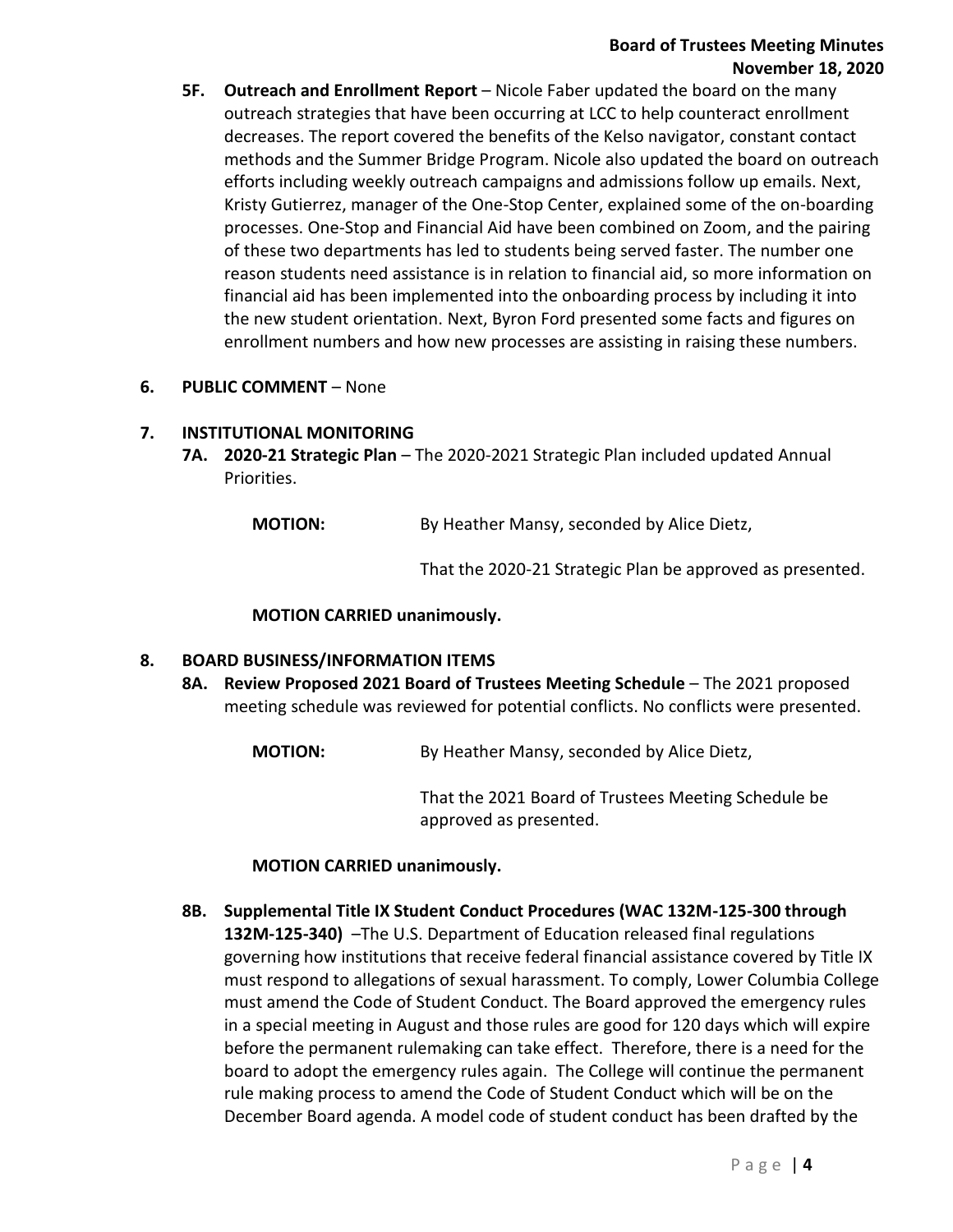**5F. Outreach and Enrollment Report** – Nicole Faber updated the board on the many outreach strategies that have been occurring at LCC to help counteract enrollment decreases. The report covered the benefits of the Kelso navigator, constant contact methods and the Summer Bridge Program. Nicole also updated the board on outreach efforts including weekly outreach campaigns and admissions follow up emails. Next, Kristy Gutierrez, manager of the One-Stop Center, explained some of the on-boarding processes. One-Stop and Financial Aid have been combined on Zoom, and the pairing of these two departments has led to students being served faster. The number one reason students need assistance is in relation to financial aid, so more information on financial aid has been implemented into the onboarding process by including it into the new student orientation. Next, Byron Ford presented some facts and figures on enrollment numbers and how new processes are assisting in raising these numbers.

**6. PUBLIC COMMENT** – None

**7. INSTITUTIONAL MONITORING**

**7A. 2020-21 Strategic Plan** – The 2020-2021 Strategic Plan included updated Annual Priorities.

**MOTION:** By Heather Mansy, seconded by Alice Dietz,

That the 2020-21 Strategic Plan be approved as presented.

**MOTION CARRIED unanimously.**

**8. BOARD BUSINESS/INFORMATION ITEMS**

**8A. Review Proposed 2021 Board of Trustees Meeting Schedule** – The 2021 proposed meeting schedule was reviewed for potential conflicts. No conflicts were presented.

**MOTION:** By Heather Mansy, seconded by Alice Dietz,

That the 2021 Board of Trustees Meeting Schedule be approved as presented.

**MOTION CARRIED unanimously.**

**8B. Supplemental Title IX Student Conduct Procedures (WAC 132M-125-300 through 132M-125-340)** –The U.S. Department of Education released final regulations governing how institutions that receive federal financial assistance covered by Title IX must respond to allegations of sexual harassment. To comply, Lower Columbia College must amend the Code of Student Conduct. The Board approved the emergency rules in a special meeting in August and those rules are good for 120 days which will expire before the permanent rulemaking can take effect. Therefore, there is a need for the board to adopt the emergency rules again. The College will continue the permanent rule making process to amend the Code of Student Conduct which will be on the December Board agenda. A model code of student conduct has been drafted by the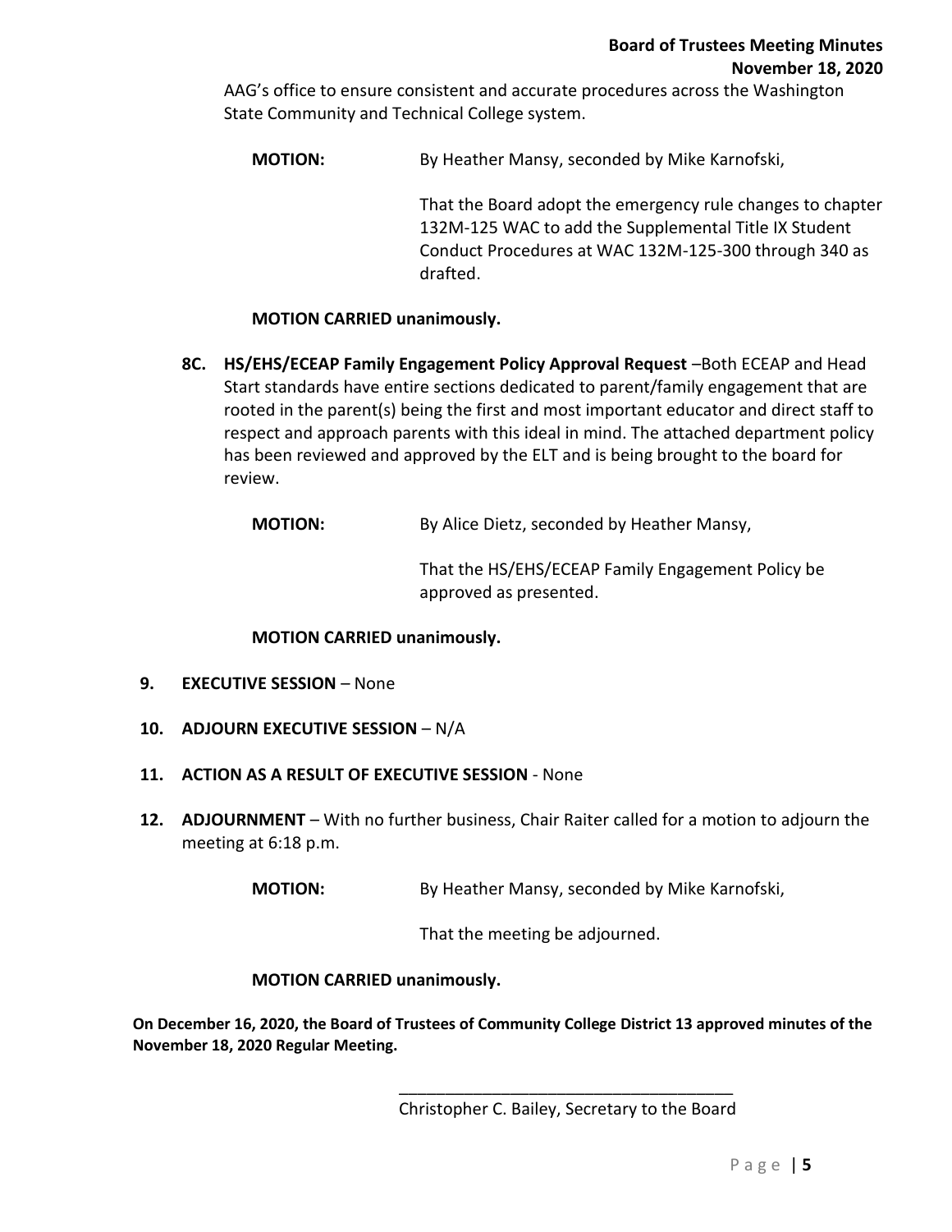AAG's office to ensure consistent and accurate procedures across the Washington State Community and Technical College system.

**MOTION:** By Heather Mansy, seconded by Mike Karnofski,

That the Board adopt the emergency rule changes to chapter 132M-125 WAC to add the Supplemental Title IX Student Conduct Procedures at WAC 132M-125-300 through 340 as drafted.

**MOTION CARRIED unanimously.**

**8C. HS/EHS/ECEAP Family Engagement Policy Approval Request** –Both ECEAP and Head Start standards have entire sections dedicated to parent/family engagement that are rooted in the parent(s) being the first and most important educator and direct staff to respect and approach parents with this ideal in mind. The attached department policy has been reviewed and approved by the ELT and is being brought to the board for review.

**MOTION:** By Alice Dietz, seconded by Heather Mansy,

That the HS/EHS/ECEAP Family Engagement Policy be approved as presented.

**MOTION CARRIED unanimously.**

**9. EXECUTIVE SESSION** – None

**10. ADJOURN EXECUTIVE SESSION** – N/A

**11. ACTION AS A RESULT OF EXECUTIVE SESSION** - None

**12. ADJOURNMENT** – With no further business, Chair Raiter called for a motion to adjourn the meeting at 6:18 p.m.

**MOTION:** By Heather Mansy, seconded by Mike Karnofski,

That the meeting be adjourned.

**MOTION CARRIED unanimously.**

**On December 16, 2020, the Board of Trustees of Community College District 13 approved minutes of the November 18, 2020 Regular Meeting.**

\_\_\_\_\_\_\_\_\_\_\_\_\_\_\_\_\_\_\_\_\_\_\_\_\_\_\_\_\_\_\_\_\_\_\_\_\_\_

Christopher C. Bailey, Secretary to the Board